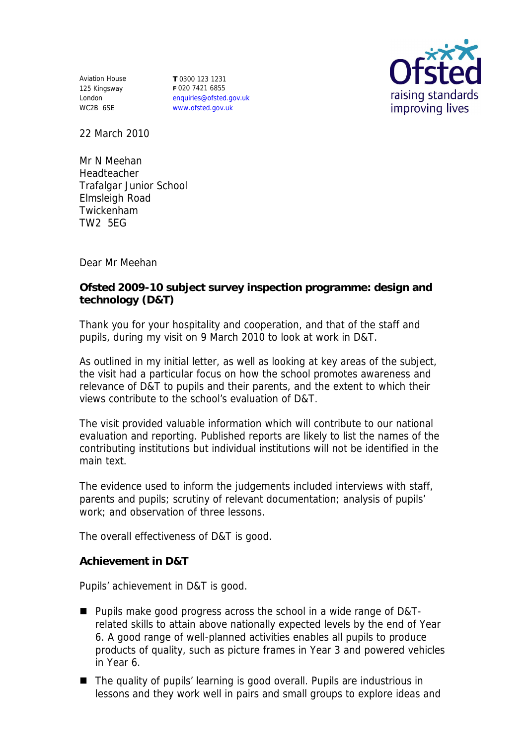Aviation House
125 Kingsway
London
WC2B 6SE

**T** 0300 123 1231
**F** 020 7421 6855
enquiries@ofsted.gov.uk
www.ofsted.gov.uk

Ofsted
raising standards
improving lives

22 March 2010

Mr N Meehan
Headteacher
Trafalgar Junior School
Elmsleigh Road
Twickenham
TW2 5EG

Dear Mr Meehan

**Ofsted 2009-10 subject survey inspection programme: design and technology (D&T)**

Thank you for your hospitality and cooperation, and that of the staff and pupils, during my visit on 9 March 2010 to look at work in D&T.

As outlined in my initial letter, as well as looking at key areas of the subject, the visit had a particular focus on how the school promotes awareness and relevance of D&T to pupils and their parents, and the extent to which their views contribute to the school's evaluation of D&T.

The visit provided valuable information which will contribute to our national evaluation and reporting. Published reports are likely to list the names of the contributing institutions but individual institutions will not be identified in the main text.

The evidence used to inform the judgements included interviews with staff, parents and pupils; scrutiny of relevant documentation; analysis of pupils' work; and observation of three lessons.

The overall effectiveness of D&T is good.

**Achievement in D&T**

Pupils' achievement in D&T is good.

- Pupils make good progress across the school in a wide range of D&T-related skills to attain above nationally expected levels by the end of Year 6. A good range of well-planned activities enables all pupils to produce products of quality, such as picture frames in Year 3 and powered vehicles in Year 6.
- The quality of pupils' learning is good overall. Pupils are industrious in lessons and they work well in pairs and small groups to explore ideas and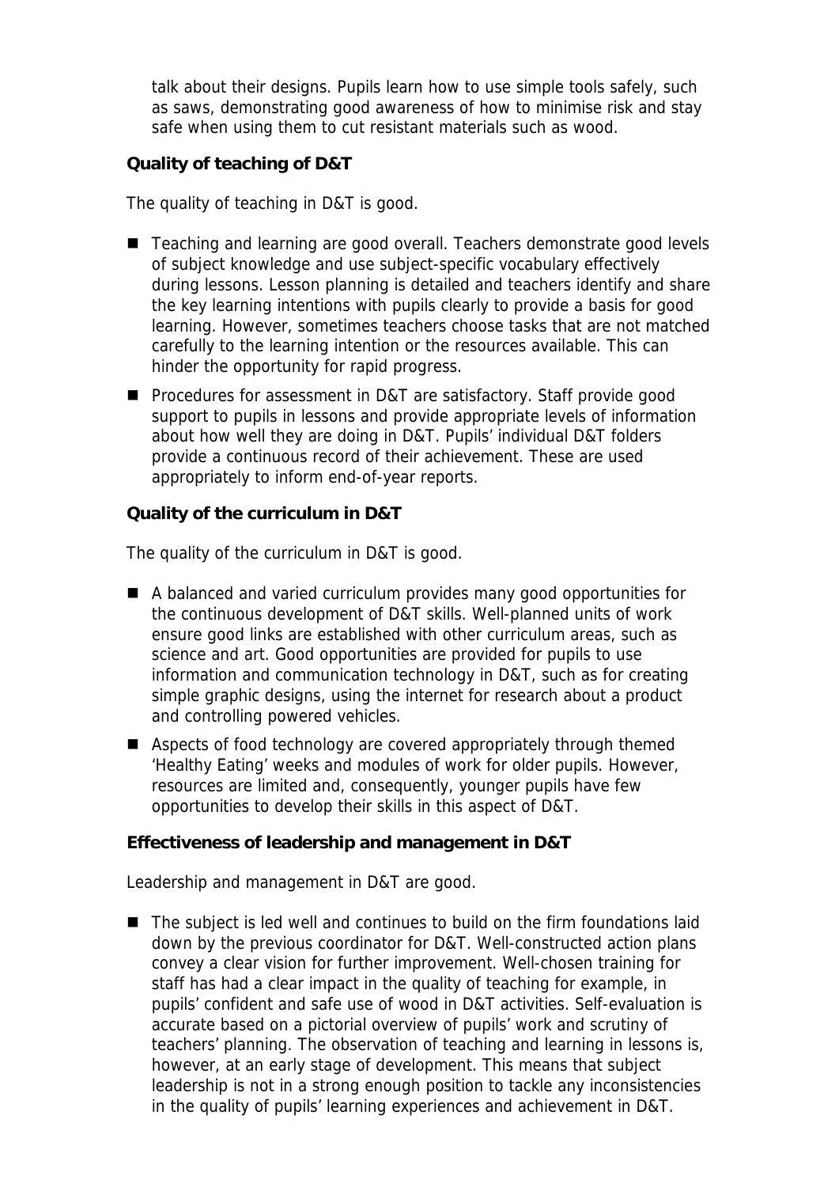talk about their designs. Pupils learn how to use simple tools safely, such as saws, demonstrating good awareness of how to minimise risk and stay safe when using them to cut resistant materials such as wood.

**Quality of teaching of D&T**

The quality of teaching in D&T is good.

- Teaching and learning are good overall. Teachers demonstrate good levels of subject knowledge and use subject-specific vocabulary effectively during lessons. Lesson planning is detailed and teachers identify and share the key learning intentions with pupils clearly to provide a basis for good learning. However, sometimes teachers choose tasks that are not matched carefully to the learning intention or the resources available. This can hinder the opportunity for rapid progress.
- Procedures for assessment in D&T are satisfactory. Staff provide good support to pupils in lessons and provide appropriate levels of information about how well they are doing in D&T. Pupils' individual D&T folders provide a continuous record of their achievement. These are used appropriately to inform end-of-year reports.

**Quality of the curriculum in D&T**

The quality of the curriculum in D&T is good.

- A balanced and varied curriculum provides many good opportunities for the continuous development of D&T skills. Well-planned units of work ensure good links are established with other curriculum areas, such as science and art. Good opportunities are provided for pupils to use information and communication technology in D&T, such as for creating simple graphic designs, using the internet for research about a product and controlling powered vehicles.
- Aspects of food technology are covered appropriately through themed 'Healthy Eating' weeks and modules of work for older pupils. However, resources are limited and, consequently, younger pupils have few opportunities to develop their skills in this aspect of D&T.

**Effectiveness of leadership and management in D&T**

Leadership and management in D&T are good.

- The subject is led well and continues to build on the firm foundations laid down by the previous coordinator for D&T. Well-constructed action plans convey a clear vision for further improvement. Well-chosen training for staff has had a clear impact in the quality of teaching for example, in pupils' confident and safe use of wood in D&T activities. Self-evaluation is accurate based on a pictorial overview of pupils' work and scrutiny of teachers' planning. The observation of teaching and learning in lessons is, however, at an early stage of development. This means that subject leadership is not in a strong enough position to tackle any inconsistencies in the quality of pupils' learning experiences and achievement in D&T.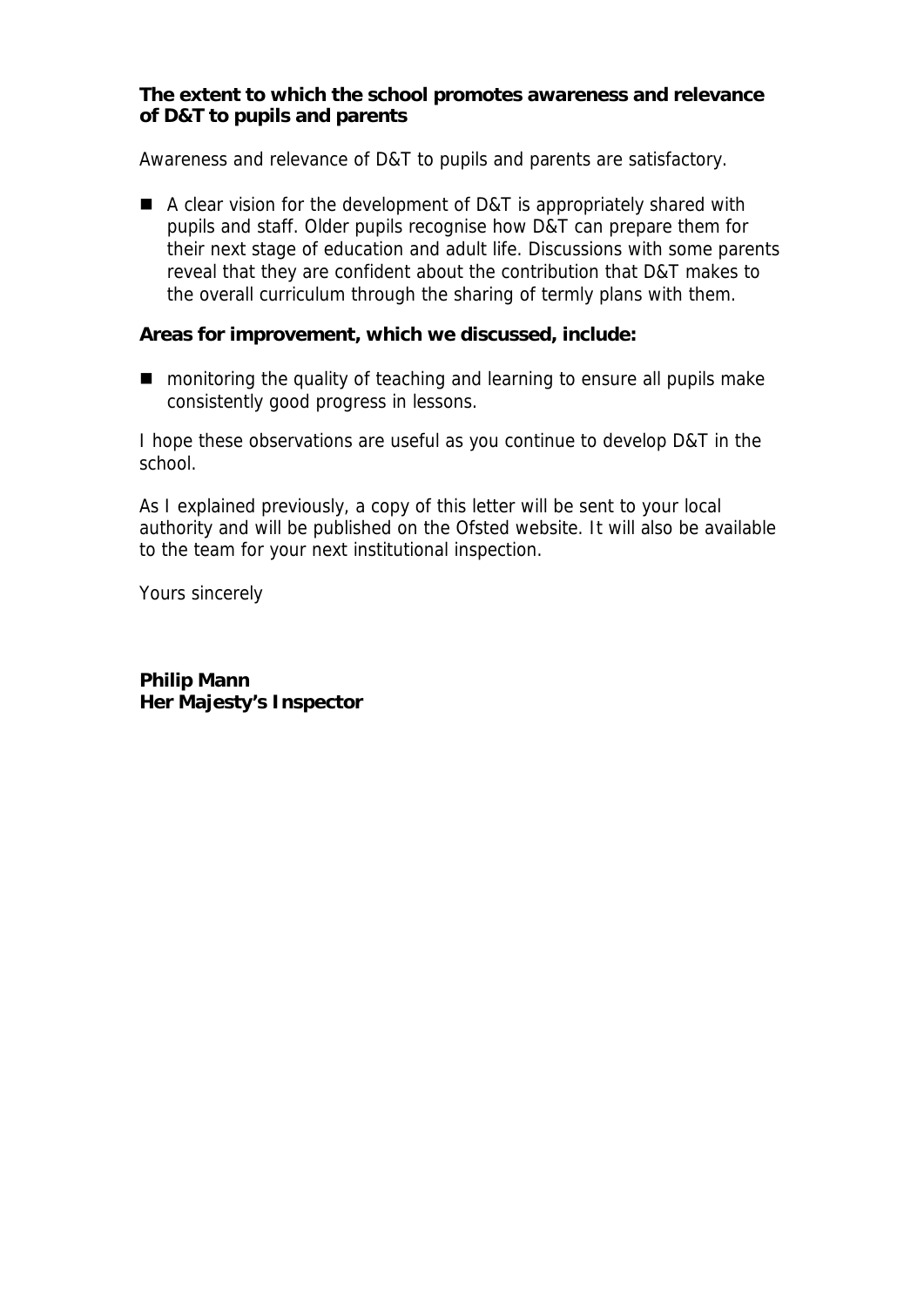**The extent to which the school promotes awareness and relevance of D&T to pupils and parents**

Awareness and relevance of D&T to pupils and parents are satisfactory.

- A clear vision for the development of D&T is appropriately shared with pupils and staff. Older pupils recognise how D&T can prepare them for their next stage of education and adult life. Discussions with some parents reveal that they are confident about the contribution that D&T makes to the overall curriculum through the sharing of termly plans with them.

**Areas for improvement, which we discussed, include:**

- monitoring the quality of teaching and learning to ensure all pupils make consistently good progress in lessons.

I hope these observations are useful as you continue to develop D&T in the school.

As I explained previously, a copy of this letter will be sent to your local authority and will be published on the Ofsted website. It will also be available to the team for your next institutional inspection.

Yours sincerely

**Philip Mann**
**Her Majesty's Inspector**